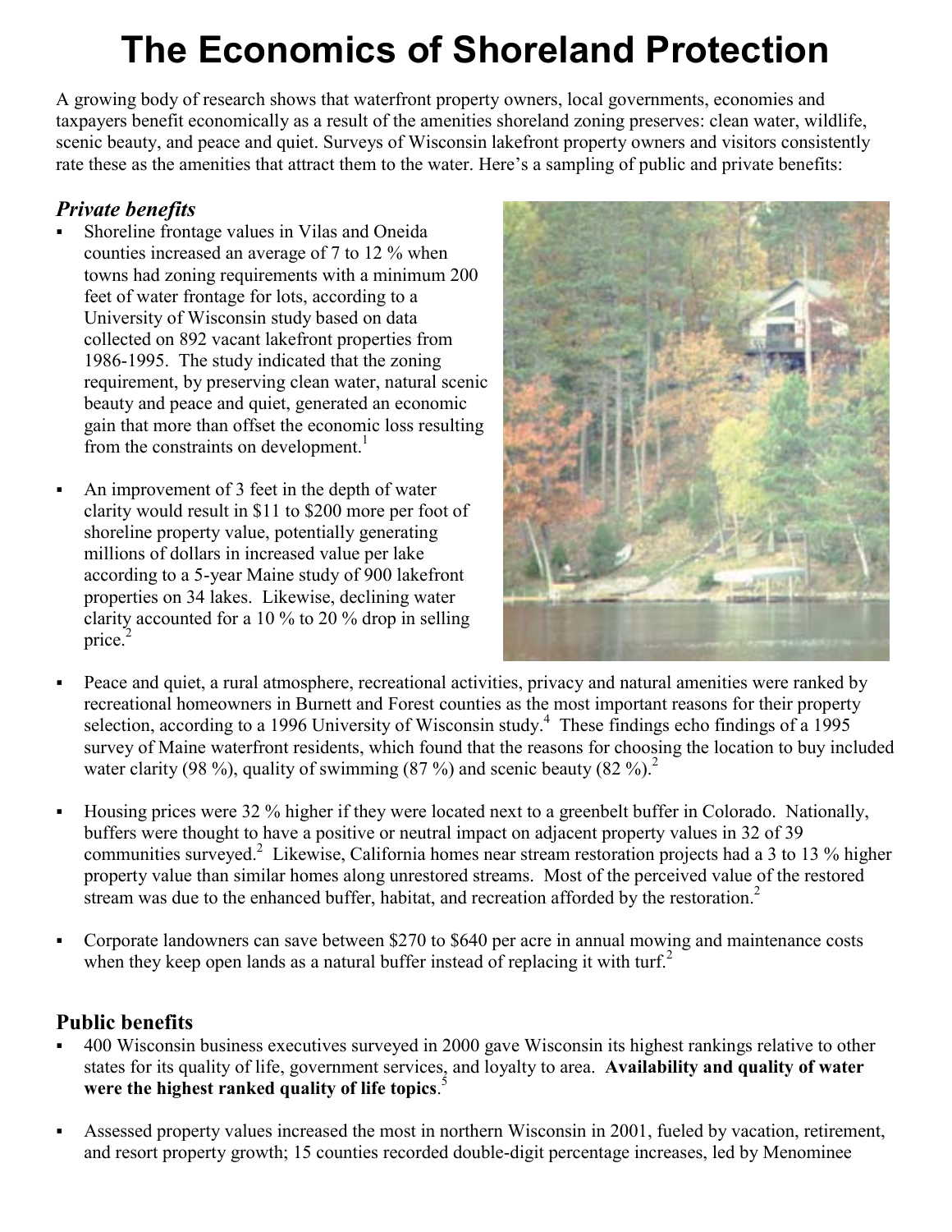# The Economics of Shoreland Protection

A growing body of research shows that waterfront property owners, local governments, economies and taxpayers benefit economically as a result of the amenities shoreland zoning preserves: clean water, wildlife, scenic beauty, and peace and quiet. Surveys of Wisconsin lakefront property owners and visitors consistently rate these as the amenities that attract them to the water. Here's a sampling of public and private benefits:

## *Private benefits*

- Shoreline frontage values in Vilas and Oneida counties increased an average of 7 to 12 % when towns had zoning requirements with a minimum 200 feet of water frontage for lots, according to a University of Wisconsin study based on data collected on 892 vacant lakefront properties from 1986-1995. The study indicated that the zoning requirement, by preserving clean water, natural scenic beauty and peace and quiet, generated an economic gain that more than offset the economic loss resulting from the constraints on development.[1]

- An improvement of 3 feet in the depth of water clarity would result in $11 to $200 more per foot of shoreline property value, potentially generating millions of dollars in increased value per lake according to a 5-year Maine study of 900 lakefront properties on 34 lakes. Likewise, declining water clarity accounted for a 10 % to 20 % drop in selling price.[2]

- Peace and quiet, a rural atmosphere, recreational activities, privacy and natural amenities were ranked by recreational homeowners in Burnett and Forest counties as the most important reasons for their property selection, according to a 1996 University of Wisconsin study.[4] These findings echo findings of a 1995 survey of Maine waterfront residents, which found that the reasons for choosing the location to buy included water clarity (98 %), quality of swimming (87 %) and scenic beauty (82 %).[2]

- Housing prices were 32 % higher if they were located next to a greenbelt buffer in Colorado. Nationally, buffers were thought to have a positive or neutral impact on adjacent property values in 32 of 39 communities surveyed.[2] Likewise, California homes near stream restoration projects had a 3 to 13 % higher property value than similar homes along unrestored streams. Most of the perceived value of the restored stream was due to the enhanced buffer, habitat, and recreation afforded by the restoration.[2]

- Corporate landowners can save between $270 to $640 per acre in annual mowing and maintenance costs when they keep open lands as a natural buffer instead of replacing it with turf.[2]

## Public benefits

- 400 Wisconsin business executives surveyed in 2000 gave Wisconsin its highest rankings relative to other states for its quality of life, government services, and loyalty to area. **Availability and quality of water were the highest ranked quality of life topics**.[5]

- Assessed property values increased the most in northern Wisconsin in 2001, fueled by vacation, retirement, and resort property growth; 15 counties recorded double-digit percentage increases, led by Menominee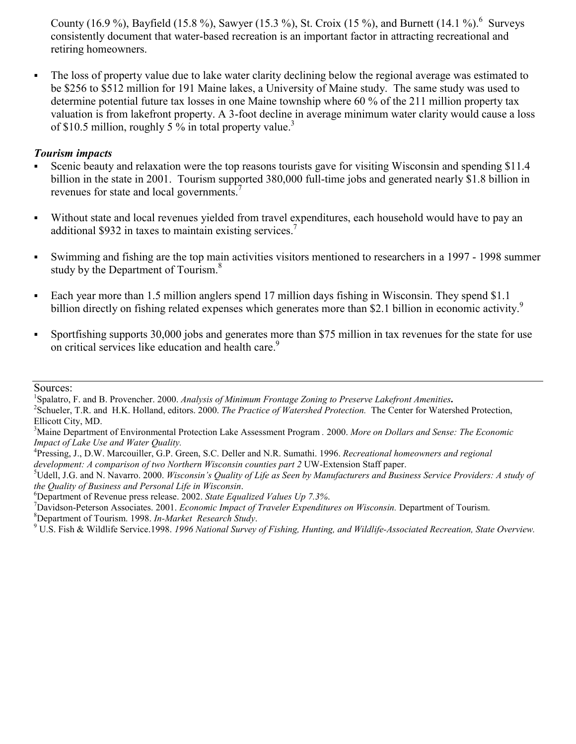County (16.9 %), Bayfield (15.8 %), Sawyer (15.3 %), St. Croix (15 %), and Burnett (14.1 %).[6] Surveys consistently document that water-based recreation is an important factor in attracting recreational and retiring homeowners.

- The loss of property value due to lake water clarity declining below the regional average was estimated to be $256 to $512 million for 191 Maine lakes, a University of Maine study. The same study was used to determine potential future tax losses in one Maine township where 60 % of the 211 million property tax valuation is from lakefront property. A 3-foot decline in average minimum water clarity would cause a loss of $10.5 million, roughly 5 % in total property value.[3]

### *Tourism impacts*

- Scenic beauty and relaxation were the top reasons tourists gave for visiting Wisconsin and spending $11.4 billion in the state in 2001. Tourism supported 380,000 full-time jobs and generated nearly $1.8 billion in revenues for state and local governments.[7]

- Without state and local revenues yielded from travel expenditures, each household would have to pay an additional $932 in taxes to maintain existing services.[7]

- Swimming and fishing are the top main activities visitors mentioned to researchers in a 1997 - 1998 summer study by the Department of Tourism.[8]

- Each year more than 1.5 million anglers spend 17 million days fishing in Wisconsin. They spend $1.1 billion directly on fishing related expenses which generates more than $2.1 billion in economic activity.[9]

- Sportfishing supports 30,000 jobs and generates more than $75 million in tax revenues for the state for use on critical services like education and health care.[9]

---

Sources:

[1]Spalatro, F. and B. Provencher. 2000. *Analysis of Minimum Frontage Zoning to Preserve Lakefront Amenities***.**

[2]Schueler, T.R. and H.K. Holland, editors. 2000. *The Practice of Watershed Protection.* The Center for Watershed Protection, Ellicott City, MD.

[3]Maine Department of Environmental Protection Lake Assessment Program . 2000. *More on Dollars and Sense: The Economic Impact of Lake Use and Water Quality.*

[4]Pressing, J., D.W. Marcouiller, G.P. Green, S.C. Deller and N.R. Sumathi. 1996. *Recreational homeowners and regional development: A comparison of two Northern Wisconsin counties part 2* UW-Extension Staff paper.

[5]Udell, J.G. and N. Navarro. 2000. *Wisconsin's Quality of Life as Seen by Manufacturers and Business Service Providers: A study of the Quality of Business and Personal Life in Wisconsin*.

[6]Department of Revenue press release. 2002. *State Equalized Values Up 7.3%*.

[7]Davidson-Peterson Associates. 2001. *Economic Impact of Traveler Expenditures on Wisconsin.* Department of Tourism.

[8]Department of Tourism. 1998. *In-Market Research Study*.

[9] U.S. Fish & Wildlife Service.1998. *1996 National Survey of Fishing, Hunting, and Wildlife-Associated Recreation, State Overview.*